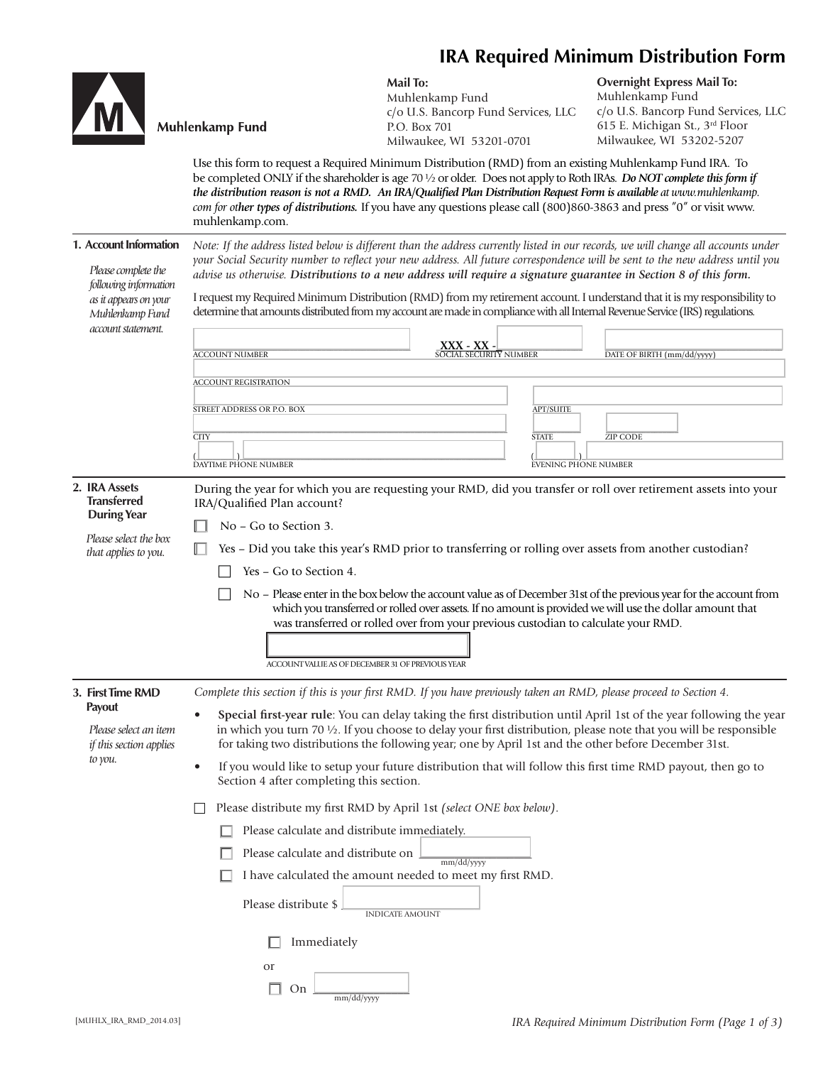# IRA Required Minimum Distribution Form

**Muhlenkamp Fund**

**Mail To:**
Muhlenkamp Fund
c/o U.S. Bancorp Fund Services, LLC
P.O. Box 701
Milwaukee, WI 53201-0701

**Overnight Express Mail To:**
Muhlenkamp Fund
c/o U.S. Bancorp Fund Services, LLC
615 E. Michigan St., 3rd Floor
Milwaukee, WI 53202-5207

Use this form to request a Required Minimum Distribution (RMD) from an existing Muhlenkamp Fund IRA. To be completed ONLY if the shareholder is age 70 ½ or older. Does not apply to Roth IRAs. ***Do NOT complete this form if the distribution reason is not a RMD. An IRA/Qualified Plan Distribution Request Form is available** at www.muhlenkamp.com **for other types of distributions.*** If you have any questions please call (800)860-3863 and press "0" or visit www.muhlenkamp.com.

## 1. Account Information

*Please complete the following information as it appears on your Muhlenkamp Fund account statement.*

*Note: If the address listed below is different than the address currently listed in our records, we will change all accounts under your Social Security number to reflect your new address. All future correspondence will be sent to the new address until you advise us otherwise.* ***Distributions to a new address will require a signature guarantee in Section 8 of this form.***

I request my Required Minimum Distribution (RMD) from my retirement account. I understand that it is my responsibility to determine that amounts distributed from my account are made in compliance with all Internal Revenue Service (IRS) regulations.

ACCOUNT NUMBER ______ SOCIAL SECURITY NUMBER **XXX - XX -** ______ DATE OF BIRTH (mm/dd/yyyy) ______

ACCOUNT REGISTRATION ______

STREET ADDRESS OR P.O. BOX ______ APT/SUITE ______

CITY ______ STATE ______ ZIP CODE ______

DAYTIME PHONE NUMBER ( ) ______ EVENING PHONE NUMBER ( ) ______

## 2. IRA Assets Transferred During Year

*Please select the box that applies to you.*

During the year for which you are requesting your RMD, did you transfer or roll over retirement assets into your IRA/Qualified Plan account?

- ☐ No – Go to Section 3.
- ☐ Yes – Did you take this year's RMD prior to transferring or rolling over assets from another custodian?
  - ☐ Yes – Go to Section 4.
  - ☐ No – Please enter in the box below the account value as of December 31st of the previous year for the account from which you transferred or rolled over assets. If no amount is provided we will use the dollar amount that was transferred or rolled over from your previous custodian to calculate your RMD.

    ACCOUNT VALUE AS OF DECEMBER 31 OF PREVIOUS YEAR ______

## 3. First Time RMD Payout

*Please select an item if this section applies to you.*

*Complete this section if this is your first RMD. If you have previously taken an RMD, please proceed to Section 4.*

- **Special first-year rule**: You can delay taking the first distribution until April 1st of the year following the year in which you turn 70 ½. If you choose to delay your first distribution, please note that you will be responsible for taking two distributions the following year; one by April 1st and the other before December 31st.
- If you would like to setup your future distribution that will follow this first time RMD payout, then go to Section 4 after completing this section.

☐ Please distribute my first RMD by April 1st *(select ONE box below)*.

- ☐ Please calculate and distribute immediately.
- ☐ Please calculate and distribute on ______ (mm/dd/yyyy)
- ☐ I have calculated the amount needed to meet my first RMD.

  Please distribute $ ______ (INDICATE AMOUNT)

  - ☐ Immediately

  or

  - ☐ On ______ (mm/dd/yyyy)

[MUHLX_IRA_RMD_2014.03]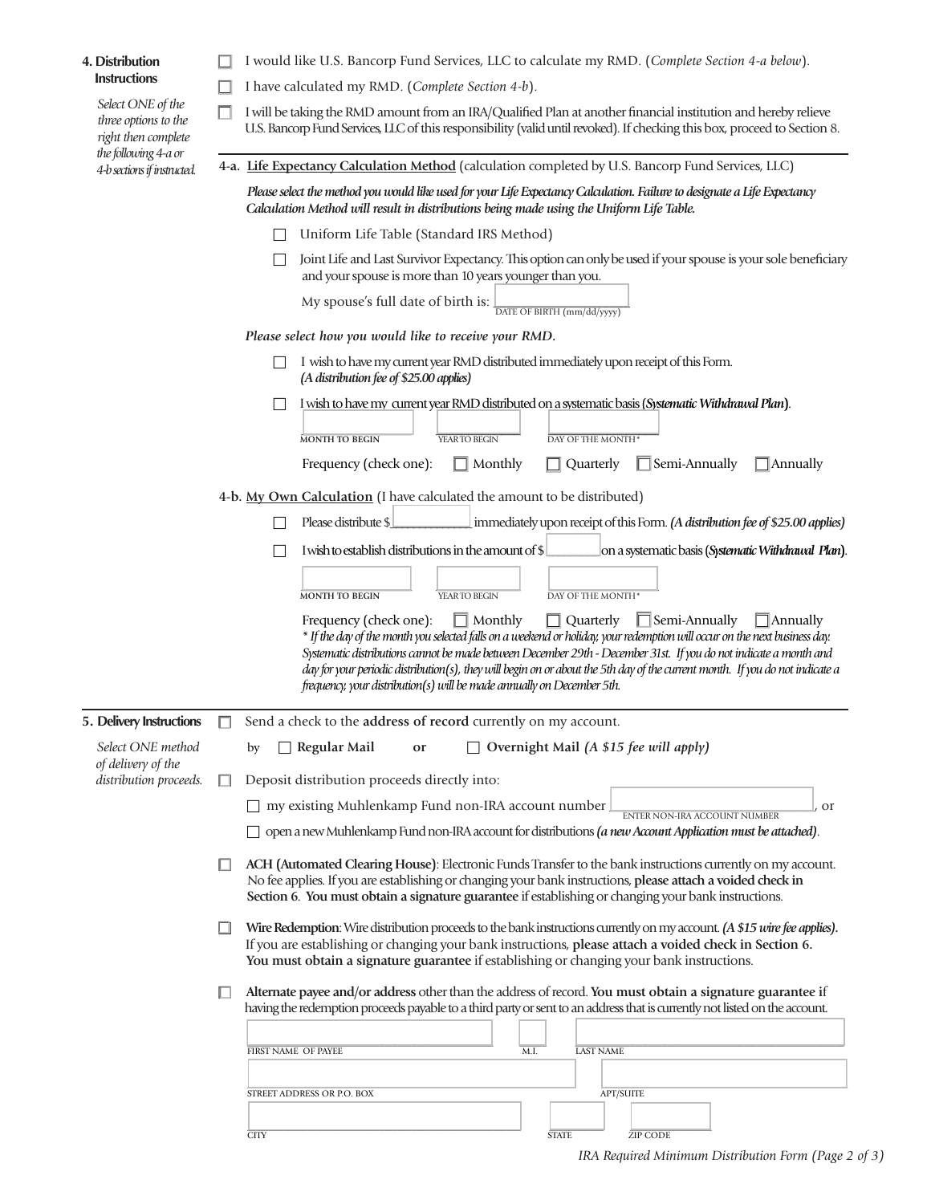## 4. Distribution Instructions

*Select ONE of the three options to the right then complete the following 4-a or 4-b sections if instructed.*

- ☐ I would like U.S. Bancorp Fund Services, LLC to calculate my RMD. (*Complete Section 4-a below*).
- ☐ I have calculated my RMD. (*Complete Section 4-b*).
- ☐ I will be taking the RMD amount from an IRA/Qualified Plan at another financial institution and hereby relieve U.S. Bancorp Fund Services, LLC of this responsibility (valid until revoked). If checking this box, proceed to Section 8.

### 4-a. Life Expectancy Calculation Method (calculation completed by U.S. Bancorp Fund Services, LLC)

***Please select the method you would like used for your Life Expectancy Calculation. Failure to designate a Life Expectancy Calculation Method will result in distributions being made using the Uniform Life Table.***

- ☐ Uniform Life Table (Standard IRS Method)
- ☐ Joint Life and Last Survivor Expectancy. This option can only be used if your spouse is your sole beneficiary and your spouse is more than 10 years younger than you.

  My spouse's full date of birth is: ______________ DATE OF BIRTH (mm/dd/yyyy)

***Please select how you would like to receive your RMD.***

- ☐ I wish to have my current year RMD distributed immediately upon receipt of this Form. ***(A distribution fee of $25.00 applies)***
- ☐ I wish to have my current year RMD distributed on a systematic basis (***Systematic Withdrawal Plan***).

  ______________ MONTH TO BEGIN ______________ YEAR TO BEGIN ______________ DAY OF THE MONTH*

  Frequency (check one): ☐ Monthly ☐ Quarterly ☐ Semi-Annually ☐ Annually

### 4-b. My Own Calculation (I have calculated the amount to be distributed)

- ☐ Please distribute $____________ immediately upon receipt of this Form. ***(A distribution fee of $25.00 applies)***
- ☐ I wish to establish distributions in the amount of $________ on a systematic basis (***Systematic Withdrawal Plan***).

  ______________ MONTH TO BEGIN ______________ YEAR TO BEGIN ______________ DAY OF THE MONTH*

  Frequency (check one): ☐ Monthly ☐ Quarterly ☐ Semi-Annually ☐ Annually

*\* If the day of the month you selected falls on a weekend or holiday, your redemption will occur on the next business day. Systematic distributions cannot be made between December 29th - December 31st. If you do not indicate a month and day for your periodic distribution(s), they will begin on or about the 5th day of the current month. If you do not indicate a frequency, your distribution(s) will be made annually on December 5th.*

## 5. Delivery Instructions

*Select ONE method of delivery of the distribution proceeds.*

- ☐ Send a check to the **address of record** currently on my account.

  by ☐ **Regular Mail** **or** ☐ **Overnight Mail** ***(A $15 fee will apply)***

- ☐ Deposit distribution proceeds directly into:
  - ☐ my existing Muhlenkamp Fund non-IRA account number ______________ ENTER NON-IRA ACCOUNT NUMBER, or
  - ☐ open a new Muhlenkamp Fund non-IRA account for distributions ***(a new Account Application must be attached)***.

- ☐ **ACH (Automated Clearing House)**: Electronic Funds Transfer to the bank instructions currently on my account. No fee applies. If you are establishing or changing your bank instructions, **please attach a voided check in Section 6**. **You must obtain a signature guarantee** if establishing or changing your bank instructions.

- ☐ **Wire Redemption**: Wire distribution proceeds to the bank instructions currently on my account. ***(A $15 wire fee applies)***. If you are establishing or changing your bank instructions, **please attach a voided check in Section 6. You must obtain a signature guarantee** if establishing or changing your bank instructions.

- ☐ **Alternate payee and/or address** other than the address of record. **You must obtain a signature guarantee** if having the redemption proceeds payable to a third party or sent to an address that is currently not listed on the account.

  ______________ FIRST NAME OF PAYEE ______ M.I. ______________ LAST NAME

  ______________ STREET ADDRESS OR P.O. BOX ______________ APT/SUITE

  ______________ CITY ______ STATE ______ ZIP CODE

IRA Required Minimum Distribution Form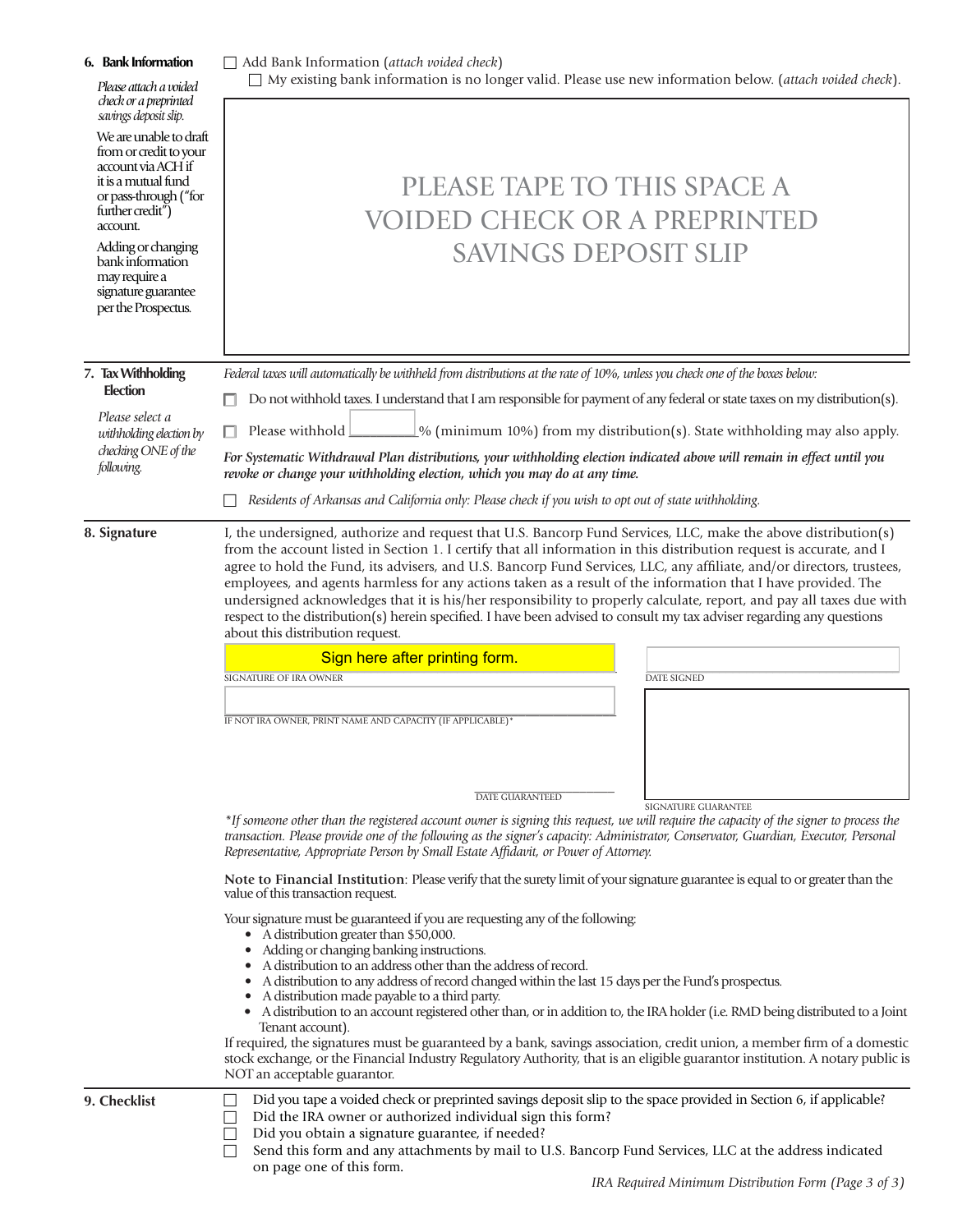## 6. Bank Information

*Please attach a voided check or a preprinted savings deposit slip.*

We are unable to draft from or credit to your account via ACH if it is a mutual fund or pass-through ("for further credit") account.

Adding or changing bank information may require a signature guarantee per the Prospectus.

☐ Add Bank Information (*attach voided check*)

☐ My existing bank information is no longer valid. Please use new information below. (*attach voided check*).

PLEASE TAPE TO THIS SPACE A VOIDED CHECK OR A PREPRINTED SAVINGS DEPOSIT SLIP

## 7. Tax Withholding Election

*Please select a withholding election by checking ONE of the following.*

*Federal taxes will automatically be withheld from distributions at the rate of 10%, unless you check one of the boxes below:*

☐ Do not withhold taxes. I understand that I am responsible for payment of any federal or state taxes on my distribution(s).

☐ Please withhold ________% (minimum 10%) from my distribution(s). State withholding may also apply.

***For Systematic Withdrawal Plan distributions, your withholding election indicated above will remain in effect until you revoke or change your withholding election, which you may do at any time.***

☐ *Residents of Arkansas and California only: Please check if you wish to opt out of state withholding.*

## 8. Signature

I, the undersigned, authorize and request that U.S. Bancorp Fund Services, LLC, make the above distribution(s) from the account listed in Section 1. I certify that all information in this distribution request is accurate, and I agree to hold the Fund, its advisers, and U.S. Bancorp Fund Services, LLC, any affiliate, and/or directors, trustees, employees, and agents harmless for any actions taken as a result of the information that I have provided. The undersigned acknowledges that it is his/her responsibility to properly calculate, report, and pay all taxes due with respect to the distribution(s) herein specified. I have been advised to consult my tax adviser regarding any questions about this distribution request.

Sign here after printing form.

SIGNATURE OF IRA OWNER

DATE SIGNED

IF NOT IRA OWNER, PRINT NAME AND CAPACITY (IF APPLICABLE)*

DATE GUARANTEED

SIGNATURE GUARANTEE

*\*If someone other than the registered account owner is signing this request, we will require the capacity of the signer to process the transaction. Please provide one of the following as the signer's capacity: Administrator, Conservator, Guardian, Executor, Personal Representative, Appropriate Person by Small Estate Affidavit, or Power of Attorney.*

**Note to Financial Institution**: Please verify that the surety limit of your signature guarantee is equal to or greater than the value of this transaction request.

Your signature must be guaranteed if you are requesting any of the following:

- A distribution greater than $50,000.
- Adding or changing banking instructions.
- A distribution to an address other than the address of record.
- A distribution to any address of record changed within the last 15 days per the Fund's prospectus.
- A distribution made payable to a third party.
- A distribution to an account registered other than, or in addition to, the IRA holder (i.e. RMD being distributed to a Joint Tenant account).

If required, the signatures must be guaranteed by a bank, savings association, credit union, a member firm of a domestic stock exchange, or the Financial Industry Regulatory Authority, that is an eligible guarantor institution. A notary public is NOT an acceptable guarantor.

## 9. Checklist

☐ Did you tape a voided check or preprinted savings deposit slip to the space provided in Section 6, if applicable?

☐ Did the IRA owner or authorized individual sign this form?

☐ Did you obtain a signature guarantee, if needed?

☐ Send this form and any attachments by mail to U.S. Bancorp Fund Services, LLC at the address indicated on page one of this form.